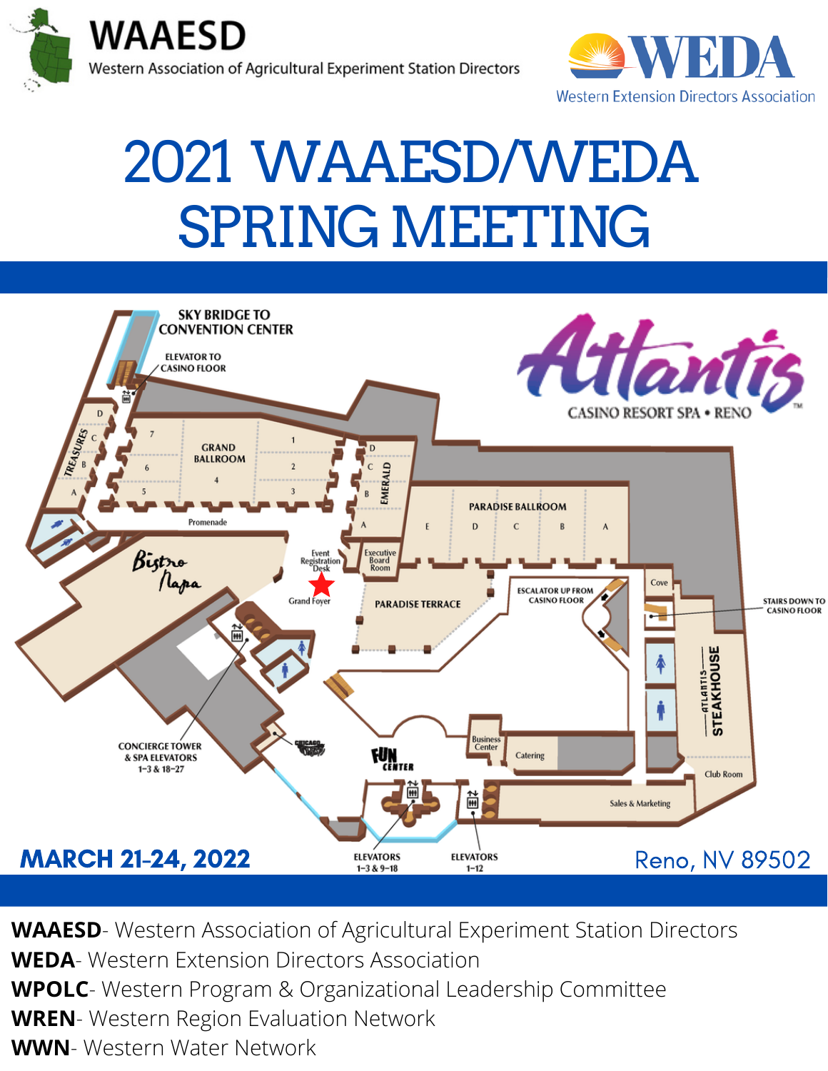**WAAESD**
Western Association of Agricultural Experiment Station Directors

**WEDA**
Western Extension Directors Association

# 2021 WAAESD/WEDA SPRING MEETING

SKY BRIDGE TO CONVENTION CENTER

ELEVATOR TO CASINO FLOOR

TREASURES D C B A

GRAND BALLROOM 7 6 5 4 1 2 3

EMERALD D C B A

PARADISE BALLROOM E D C B A

Promenade

Bistro Napa

Event Registration Desk

Grand Foyer

Executive Board Room

PARADISE TERRACE

ESCALATOR UP FROM CASINO FLOOR

Cove

STAIRS DOWN TO CASINO FLOOR

ATLANTIS STEAKHOUSE

CONCIERGE TOWER & SPA ELEVATORS 1-3 & 18-27

FUN CENTER

Business Center

Catering

Club Room

Sales & Marketing

ELEVATORS 1-3 & 9-18

ELEVATORS 1-12

Atlantis CASINO RESORT SPA • RENO

**MARCH 21-24, 2022**

Reno, NV 89502

**WAAESD**- Western Association of Agricultural Experiment Station Directors
**WEDA**- Western Extension Directors Association
**WPOLC**- Western Program & Organizational Leadership Committee
**WREN**- Western Region Evaluation Network
**WWN**- Western Water Network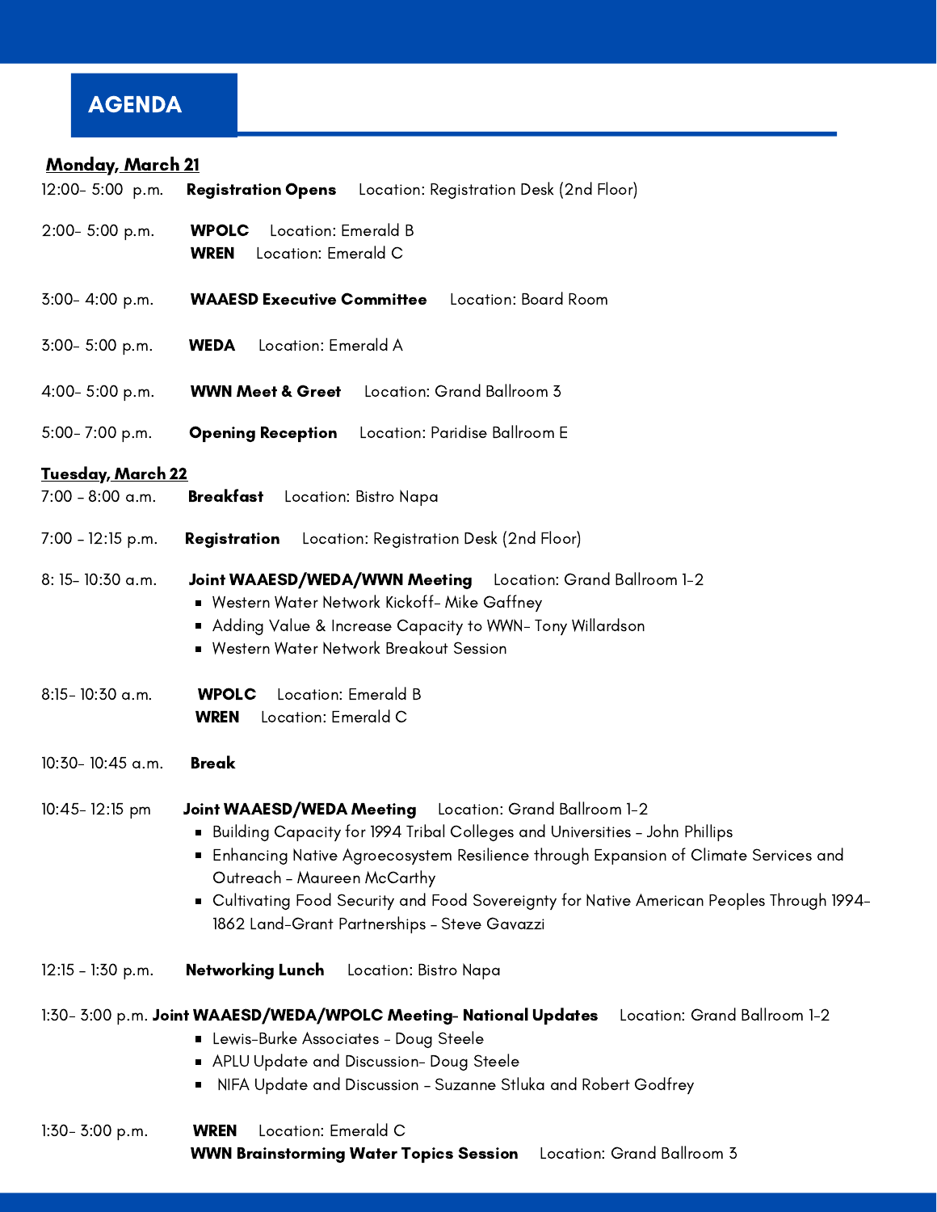# AGENDA

**Monday, March 21**

12:00- 5:00 p.m. **Registration Opens** Location: Registration Desk (2nd Floor)

2:00- 5:00 p.m. **WPOLC** Location: Emerald B
**WREN** Location: Emerald C

3:00- 4:00 p.m. **WAAESD Executive Committee** Location: Board Room

3:00- 5:00 p.m. **WEDA** Location: Emerald A

4:00- 5:00 p.m. **WWN Meet & Greet** Location: Grand Ballroom 3

5:00- 7:00 p.m. **Opening Reception** Location: Paridise Ballroom E

**Tuesday, March 22**

7:00 - 8:00 a.m. **Breakfast** Location: Bistro Napa

7:00 - 12:15 p.m. **Registration** Location: Registration Desk (2nd Floor)

8: 15- 10:30 a.m. **Joint WAAESD/WEDA/WWN Meeting** Location: Grand Ballroom 1-2

- Western Water Network Kickoff- Mike Gaffney
- Adding Value & Increase Capacity to WWN- Tony Willardson
- Western Water Network Breakout Session

8:15- 10:30 a.m. **WPOLC** Location: Emerald B
**WREN** Location: Emerald C

10:30- 10:45 a.m. **Break**

10:45- 12:15 pm **Joint WAAESD/WEDA Meeting** Location: Grand Ballroom 1-2

- Building Capacity for 1994 Tribal Colleges and Universities - John Phillips
- Enhancing Native Agroecosystem Resilience through Expansion of Climate Services and Outreach - Maureen McCarthy
- Cultivating Food Security and Food Sovereignty for Native American Peoples Through 1994-1862 Land-Grant Partnerships - Steve Gavazzi

12:15 - 1:30 p.m. **Networking Lunch** Location: Bistro Napa

1:30- 3:00 p.m. **Joint WAAESD/WEDA/WPOLC Meeting- National Updates** Location: Grand Ballroom 1-2

- Lewis-Burke Associates - Doug Steele
- APLU Update and Discussion- Doug Steele
- NIFA Update and Discussion - Suzanne Stluka and Robert Godfrey

1:30- 3:00 p.m. **WREN** Location: Emerald C
**WWN Brainstorming Water Topics Session** Location: Grand Ballroom 3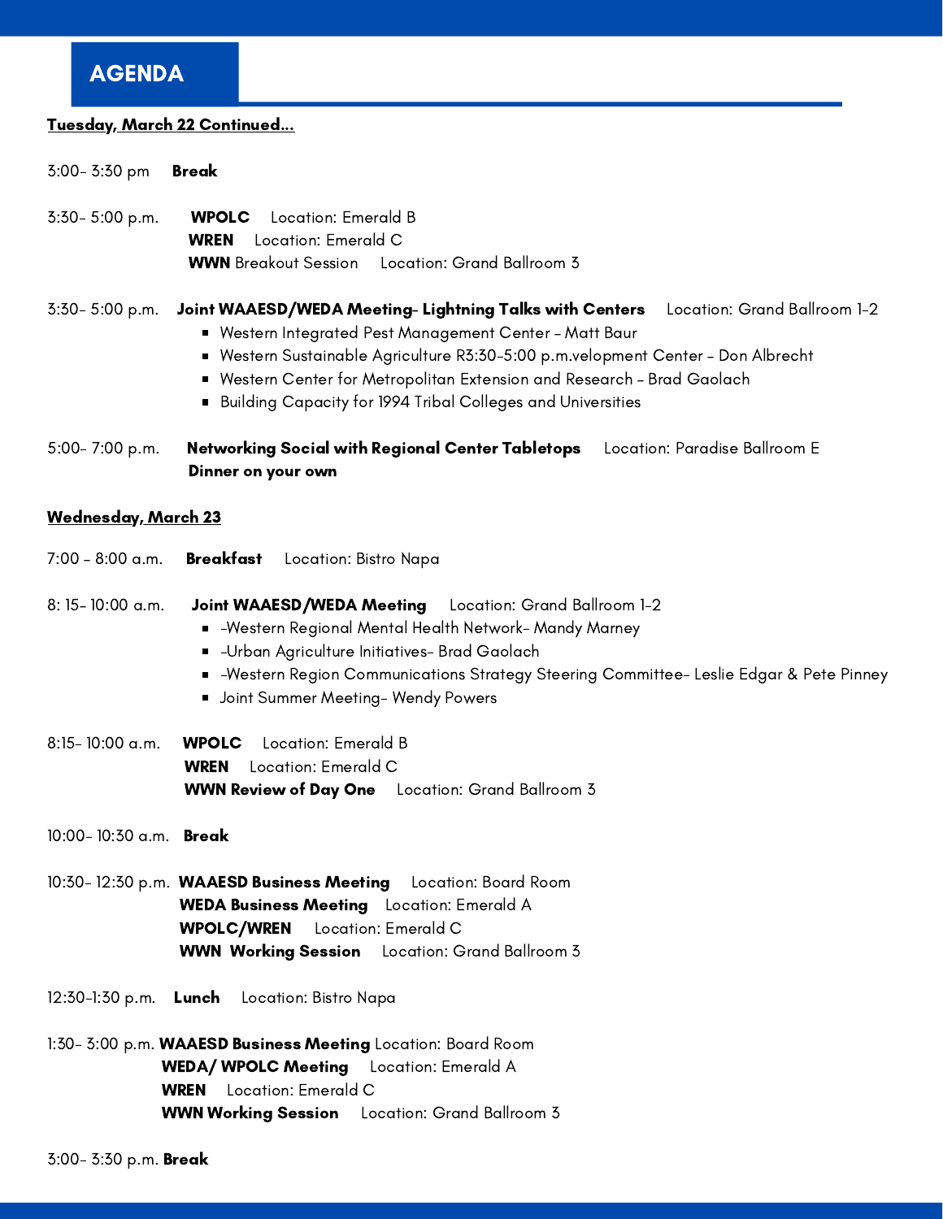## AGENDA

**Tuesday, March 22 Continued...**

3:00- 3:30 pm **Break**

3:30- 5:00 p.m. **WPOLC** Location: Emerald B
**WREN** Location: Emerald C
**WWN** Breakout Session Location: Grand Ballroom 3

3:30- 5:00 p.m. **Joint WAAESD/WEDA Meeting- Lightning Talks with Centers** Location: Grand Ballroom 1-2

- Western Integrated Pest Management Center – Matt Baur
- Western Sustainable Agriculture R3:30-5:00 p.m.velopment Center – Don Albrecht
- Western Center for Metropolitan Extension and Research – Brad Gaolach
- Building Capacity for 1994 Tribal Colleges and Universities

5:00- 7:00 p.m. **Networking Social with Regional Center Tabletops** Location: Paradise Ballroom E
**Dinner on your own**

**Wednesday, March 23**

7:00 – 8:00 a.m. **Breakfast** Location: Bistro Napa

8: 15- 10:00 a.m. **Joint WAAESD/WEDA Meeting** Location: Grand Ballroom 1-2

- -Western Regional Mental Health Network- Mandy Marney
- -Urban Agriculture Initiatives- Brad Gaolach
- -Western Region Communications Strategy Steering Committee- Leslie Edgar & Pete Pinney
- Joint Summer Meeting- Wendy Powers

8:15- 10:00 a.m. **WPOLC** Location: Emerald B
**WREN** Location: Emerald C
**WWN Review of Day One** Location: Grand Ballroom 3

10:00- 10:30 a.m. **Break**

10:30- 12:30 p.m. **WAAESD Business Meeting** Location: Board Room
**WEDA Business Meeting** Location: Emerald A
**WPOLC/WREN** Location: Emerald C
**WWN Working Session** Location: Grand Ballroom 3

12:30-1:30 p.m. **Lunch** Location: Bistro Napa

1:30- 3:00 p.m. **WAAESD Business Meeting** Location: Board Room
**WEDA/ WPOLC Meeting** Location: Emerald A
**WREN** Location: Emerald C
**WWN Working Session** Location: Grand Ballroom 3

3:00- 3:30 p.m. **Break**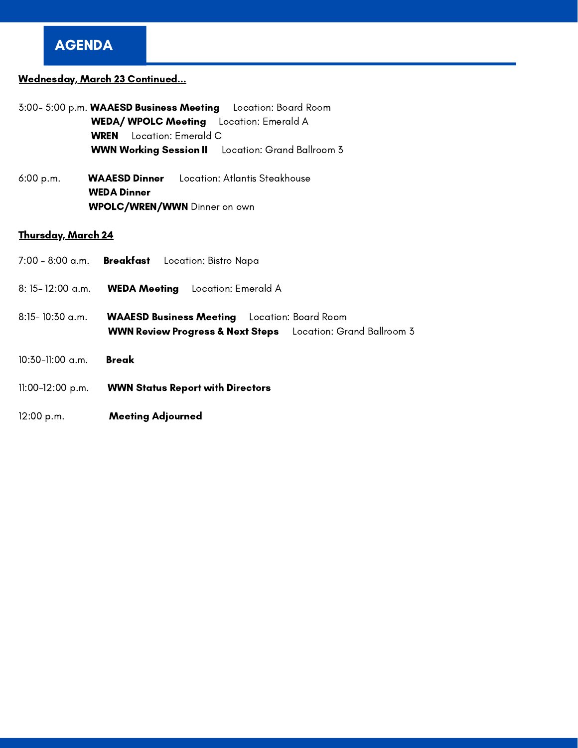# AGENDA

**<u>Wednesday, March 23 Continued...</u>**

3:00- 5:00 p.m. **WAAESD Business Meeting** Location: Board Room
**WEDA/ WPOLC Meeting** Location: Emerald A
**WREN** Location: Emerald C
**WWN Working Session II** Location: Grand Ballroom 3

6:00 p.m. **WAAESD Dinner** Location: Atlantis Steakhouse
**WEDA Dinner**
**WPOLC/WREN/WWN** Dinner on own

**<u>Thursday, March 24</u>**

7:00 - 8:00 a.m. **Breakfast** Location: Bistro Napa

8: 15- 12:00 a.m. **WEDA Meeting** Location: Emerald A

8:15- 10:30 a.m. **WAAESD Business Meeting** Location: Board Room
**WWN Review Progress & Next Steps** Location: Grand Ballroom 3

10:30-11:00 a.m. **Break**

11:00-12:00 p.m. **WWN Status Report with Directors**

12:00 p.m. **Meeting Adjourned**